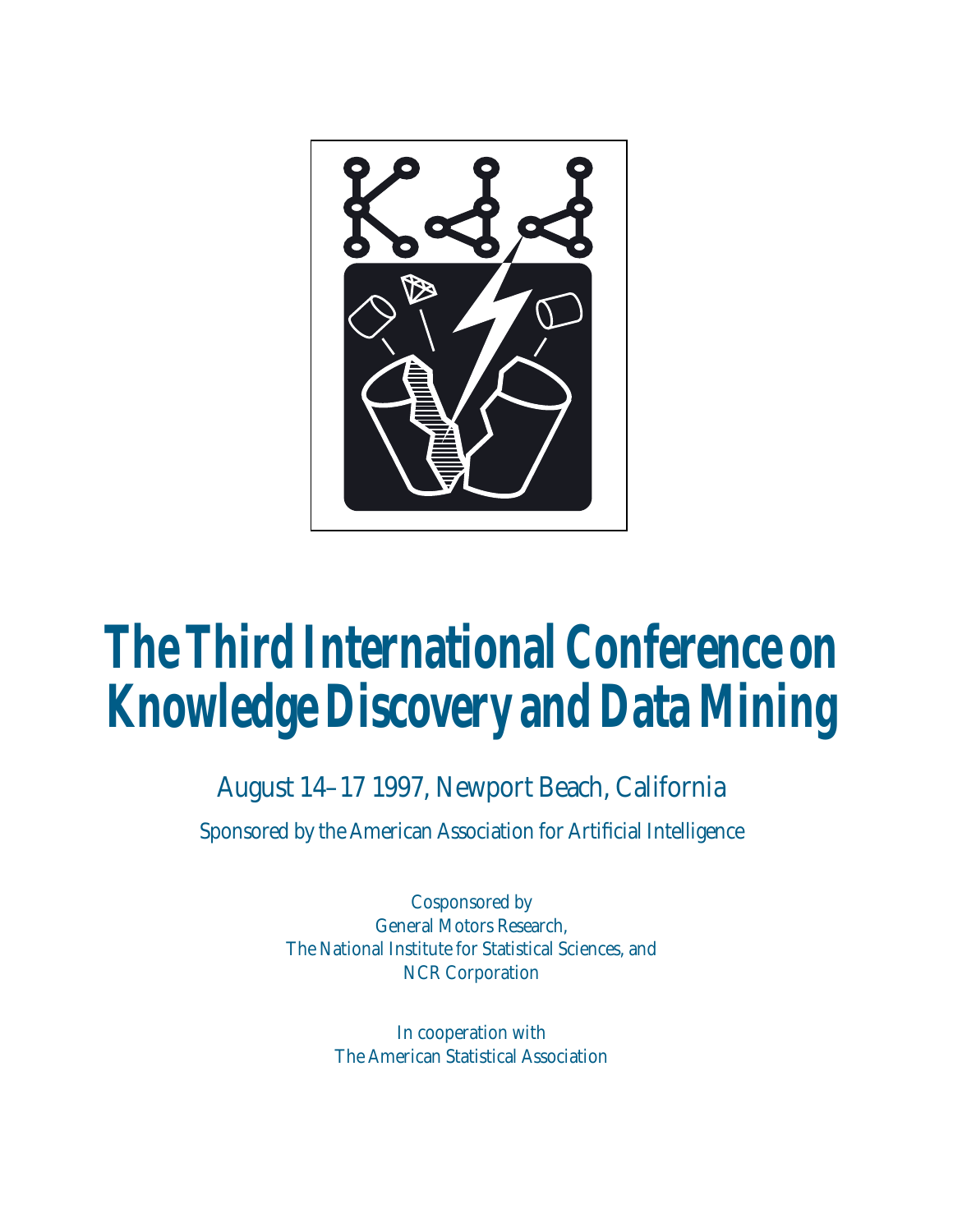# The Third International Conference on Knowledge Discovery and Data Mining

August 14–17 1997, Newport Beach, California

Sponsored by the American Association for Artificial Intelligence

Cosponsored by
General Motors Research,
The National Institute for Statistical Sciences, and
NCR Corporation

In cooperation with
The American Statistical Association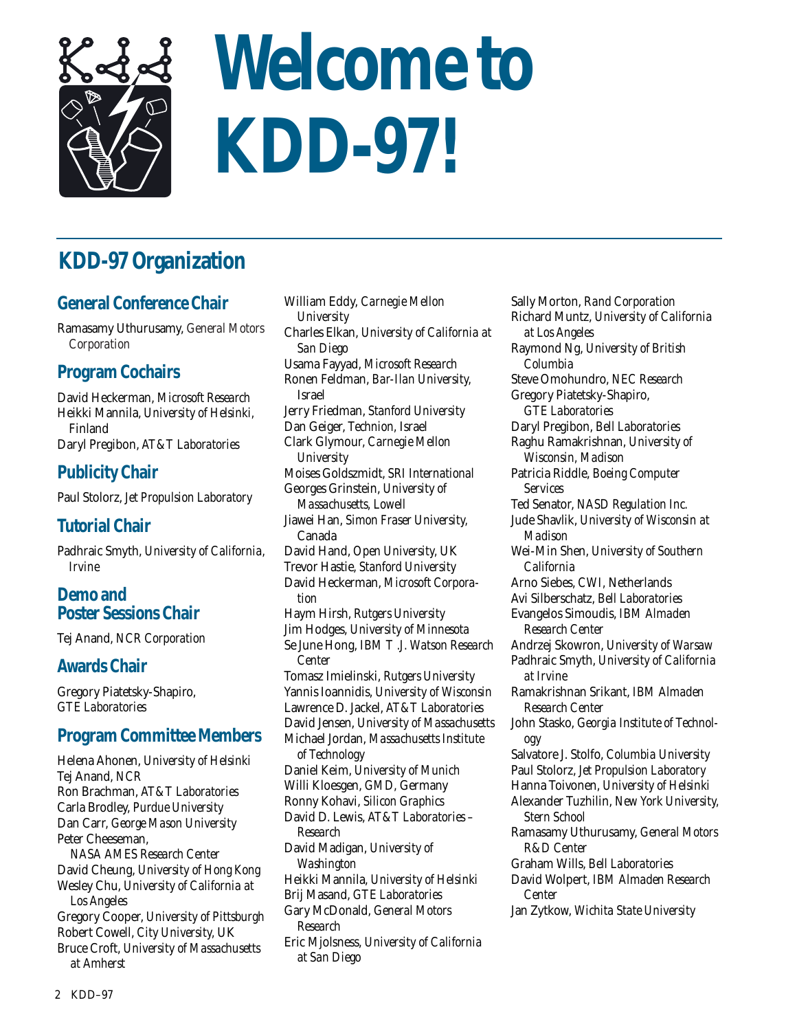# Welcome to KDD-97!

## KDD-97 Organization

### General Conference Chair

Ramasamy Uthurusamy, *General Motors Corporation*

### Program Cochairs

David Heckerman, *Microsoft Research*
Heikki Mannila, *University of Helsinki, Finland*
Daryl Pregibon, *AT&T Laboratories*

### Publicity Chair

Paul Stolorz, *Jet Propulsion Laboratory*

### Tutorial Chair

Padhraic Smyth, *University of California, Irvine*

### Demo and Poster Sessions Chair

Tej Anand, *NCR Corporation*

### Awards Chair

Gregory Piatetsky-Shapiro, *GTE Laboratories*

### Program Committee Members

Helena Ahonen, *University of Helsinki*
Tej Anand, *NCR*
Ron Brachman, *AT&T Laboratories*
Carla Brodley, *Purdue University*
Dan Carr, *George Mason University*
Peter Cheeseman, *NASA AMES Research Center*
David Cheung, *University of Hong Kong*
Wesley Chu, *University of California at Los Angeles*
Gregory Cooper, *University of Pittsburgh*
Robert Cowell, *City University, UK*
Bruce Croft, *University of Massachusetts at Amherst*
William Eddy, *Carnegie Mellon University*
Charles Elkan, *University of California at San Diego*
Usama Fayyad, *Microsoft Research*
Ronen Feldman, *Bar-Ilan University, Israel*
Jerry Friedman, *Stanford University*
Dan Geiger, *Technion, Israel*
Clark Glymour, *Carnegie Mellon University*
Moises Goldszmidt, *SRI International*
Georges Grinstein, *University of Massachusetts, Lowell*
Jiawei Han, *Simon Fraser University, Canada*
David Hand, *Open University, UK*
Trevor Hastie, *Stanford University*
David Heckerman, *Microsoft Corporation*
Haym Hirsh, *Rutgers University*
Jim Hodges, *University of Minnesota*
Se June Hong, *IBM T .J. Watson Research Center*
Tomasz Imielinski, *Rutgers University*
Yannis Ioannidis, *University of Wisconsin*
Lawrence D. Jackel, *AT&T Laboratories*
David Jensen, *University of Massachusetts*
Michael Jordan, *Massachusetts Institute of Technology*
Daniel Keim, *University of Munich*
Willi Kloesgen, *GMD, Germany*
Ronny Kohavi, *Silicon Graphics*
David D. Lewis, *AT&T Laboratories – Research*
David Madigan, *University of Washington*
Heikki Mannila, *University of Helsinki*
Brij Masand, *GTE Laboratories*
Gary McDonald, *General Motors Research*
Eric Mjolsness, *University of California at San Diego*
Sally Morton, *Rand Corporation*
Richard Muntz, *University of California at Los Angeles*
Raymond Ng, *University of British Columbia*
Steve Omohundro, *NEC Research*
Gregory Piatetsky-Shapiro, *GTE Laboratories*
Daryl Pregibon, *Bell Laboratories*
Raghu Ramakrishnan, *University of Wisconsin, Madison*
Patricia Riddle, *Boeing Computer Services*
Ted Senator, *NASD Regulation Inc.*
Jude Shavlik, *University of Wisconsin at Madison*
Wei-Min Shen, *University of Southern California*
Arno Siebes, *CWI, Netherlands*
Avi Silberschatz, *Bell Laboratories*
Evangelos Simoudis, *IBM Almaden Research Center*
Andrzej Skowron, *University of Warsaw*
Padhraic Smyth, *University of California at Irvine*
Ramakrishnan Srikant, *IBM Almaden Research Center*
John Stasko, *Georgia Institute of Technology*
Salvatore J. Stolfo, *Columbia University*
Paul Stolorz, *Jet Propulsion Laboratory*
Hanna Toivonen, *University of Helsinki*
Alexander Tuzhilin, *New York University, Stern School*
Ramasamy Uthurusamy, *General Motors R&D Center*
Graham Wills, *Bell Laboratories*
David Wolpert, *IBM Almaden Research Center*
Jan Zytkow, *Wichita State University*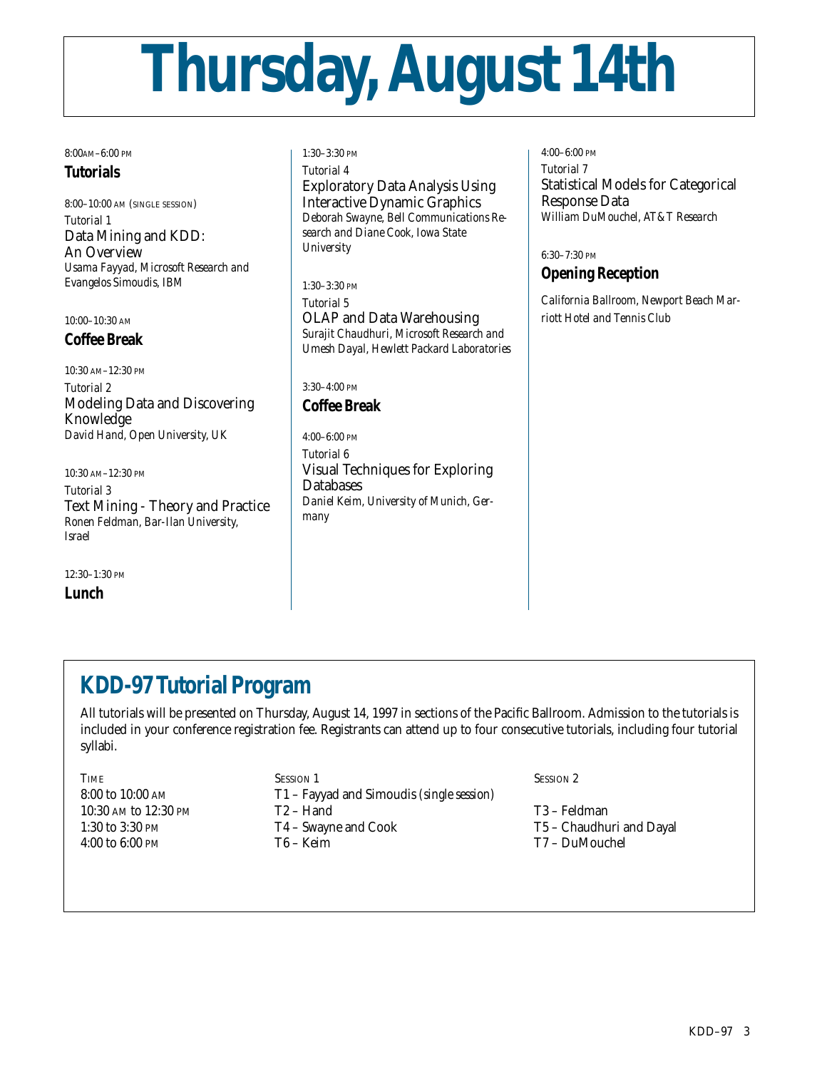# Thursday, August 14th

8:00AM–6:00 PM

### Tutorials

8:00–10:00 AM (SINGLE SESSION)

*Tutorial 1*

Data Mining and KDD: An Overview

*Usama Fayyad, Microsoft Research and Evangelos Simoudis, IBM*

10:00–10:30 AM

### Coffee Break

10:30 AM–12:30 PM

*Tutorial 2*

Modeling Data and Discovering Knowledge

*David Hand, Open University, UK*

10:30 AM–12:30 PM

*Tutorial 3*

Text Mining - Theory and Practice

*Ronen Feldman, Bar-Ilan University, Israel*

12:30–1:30 PM

### Lunch

1:30–3:30 PM

*Tutorial 4*

Exploratory Data Analysis Using Interactive Dynamic Graphics

*Deborah Swayne, Bell Communications Research and Diane Cook, Iowa State University*

1:30–3:30 PM

*Tutorial 5*

OLAP and Data Warehousing

*Surajit Chaudhuri, Microsoft Research and Umesh Dayal, Hewlett Packard Laboratories*

3:30–4:00 PM

### Coffee Break

4:00–6:00 PM

*Tutorial 6*

Visual Techniques for Exploring Databases

*Daniel Keim, University of Munich, Germany*

4:00–6:00 PM

*Tutorial 7*

Statistical Models for Categorical Response Data

*William DuMouchel, AT&T Research*

6:30–7:30 PM

### Opening Reception

*California Ballroom, Newport Beach Marriott Hotel and Tennis Club*

## KDD-97 Tutorial Program

All tutorials will be presented on Thursday, August 14, 1997 in sections of the Pacific Ballroom. Admission to the tutorials is included in your conference registration fee. Registrants can attend up to four consecutive tutorials, including four tutorial syllabi.

| TIME | SESSION 1 | SESSION 2 |
|---|---|---|
| 8:00 to 10:00 AM | T1 – Fayyad and Simoudis (single session) | |
| 10:30 AM to 12:30 PM | T2 – Hand | T3 – Feldman |
| 1:30 to 3:30 PM | T4 – Swayne and Cook | T5 – Chaudhuri and Dayal |
| 4:00 to 6:00 PM | T6 – Keim | T7 – DuMouchel |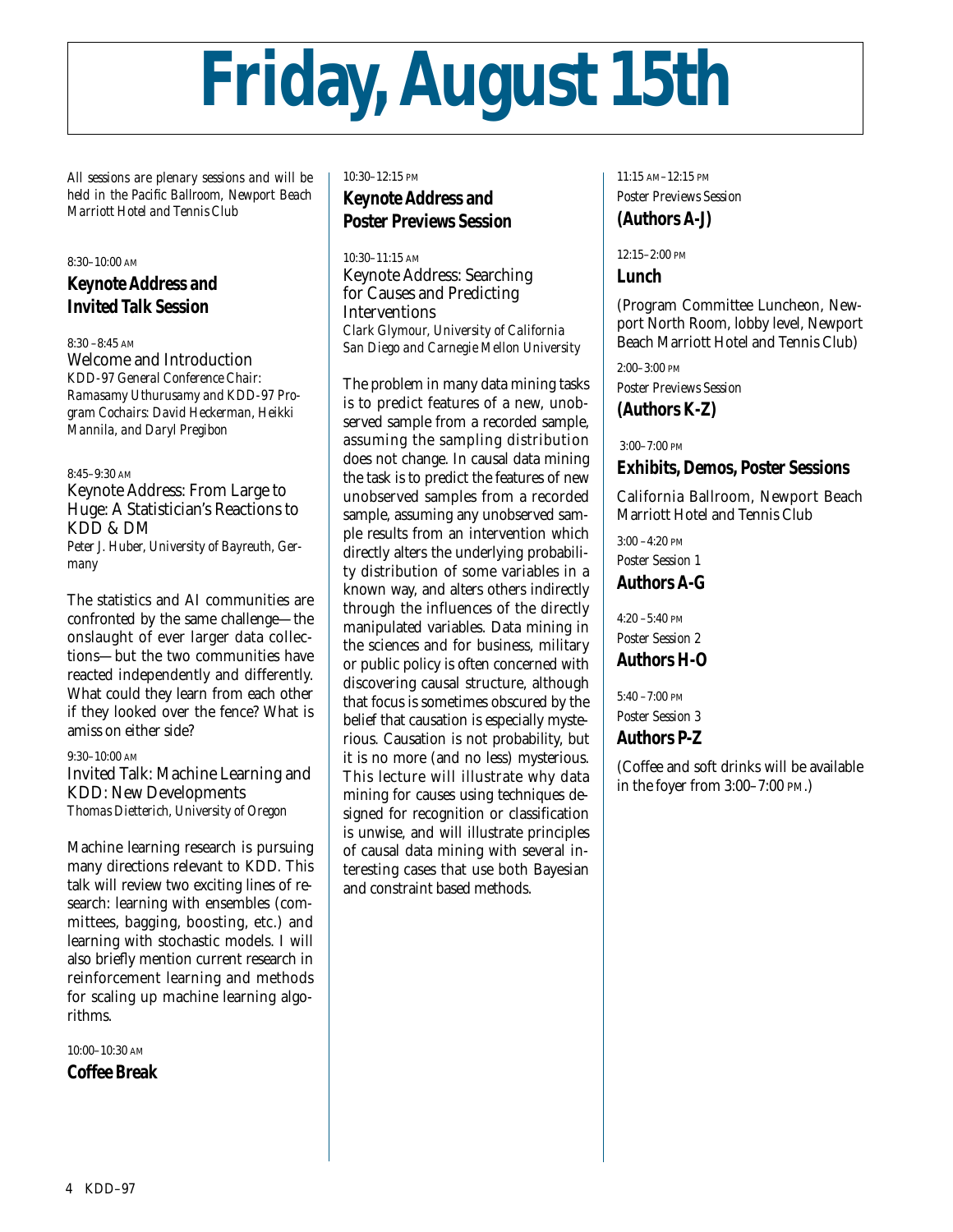# Friday, August 15th

*All sessions are plenary sessions and will be held in the Pacific Ballroom, Newport Beach Marriott Hotel and Tennis Club*

8:30–10:00 AM

## Keynote Address and Invited Talk Session

8:30 –8:45 AM

### Welcome and Introduction

*KDD-97 General Conference Chair: Ramasamy Uthurusamy and KDD-97 Program Cochairs: David Heckerman, Heikki Mannila, and Daryl Pregibon*

8:45–9:30 AM

### Keynote Address: From Large to Huge: A Statistician's Reactions to KDD & DM

*Peter J. Huber, University of Bayreuth, Germany*

The statistics and AI communities are confronted by the same challenge—the onslaught of ever larger data collections—but the two communities have reacted independently and differently. What could they learn from each other if they looked over the fence? What is amiss on either side?

9:30–10:00 AM

### Invited Talk: Machine Learning and KDD: New Developments

*Thomas Dietterich, University of Oregon*

Machine learning research is pursuing many directions relevant to KDD. This talk will review two exciting lines of research: learning with ensembles (committees, bagging, boosting, etc.) and learning with stochastic models. I will also briefly mention current research in reinforcement learning and methods for scaling up machine learning algorithms.

10:00–10:30 AM

## Coffee Break

10:30–12:15 PM

## Keynote Address and Poster Previews Session

10:30–11:15 AM

### Keynote Address: Searching for Causes and Predicting Interventions

*Clark Glymour, University of California San Diego and Carnegie Mellon University*

The problem in many data mining tasks is to predict features of a new, unobserved sample from a recorded sample, assuming the sampling distribution does not change. In causal data mining the task is to predict the features of new unobserved samples from a recorded sample, assuming any unobserved sample results from an intervention which directly alters the underlying probability distribution of some variables in a known way, and alters others indirectly through the influences of the directly manipulated variables. Data mining in the sciences and for business, military or public policy is often concerned with discovering causal structure, although that focus is sometimes obscured by the belief that causation is especially mysterious. Causation is not probability, but it is no more (and no less) mysterious. This lecture will illustrate why data mining for causes using techniques designed for recognition or classification is unwise, and will illustrate principles of causal data mining with several interesting cases that use both Bayesian and constraint based methods.

11:15 AM–12:15 PM

Poster Previews Session

## (Authors A-J)

12:15–2:00 PM

## Lunch

(Program Committee Luncheon, Newport North Room, lobby level, Newport Beach Marriott Hotel and Tennis Club)

2:00–3:00 PM

Poster Previews Session

## (Authors K-Z)

3:00–7:00 PM

## Exhibits, Demos, Poster Sessions

California Ballroom, Newport Beach Marriott Hotel and Tennis Club

3:00 –4:20 PM

Poster Session 1

## Authors A-G

4:20 –5:40 PM

Poster Session 2

## Authors H-O

5:40 –7:00 PM

Poster Session 3

## Authors P-Z

(Coffee and soft drinks will be available in the foyer from 3:00–7:00 PM.)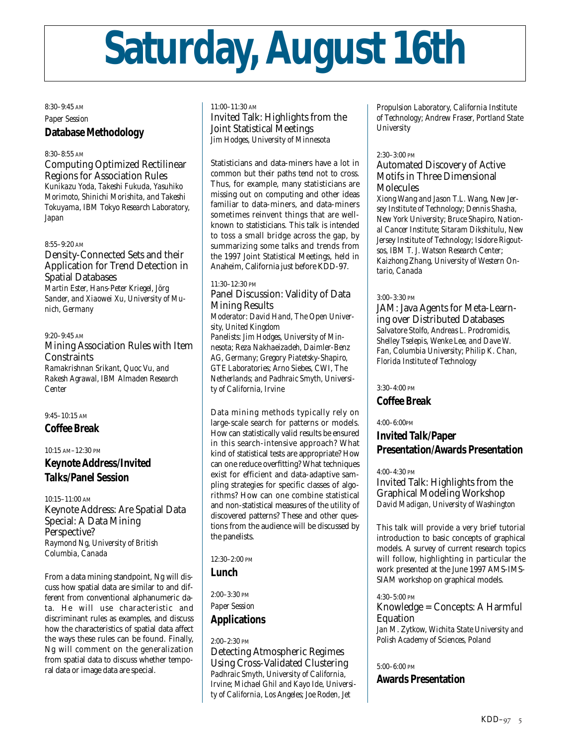# Saturday, August 16th

8:30–9:45 AM
*Paper Session*
## Database Methodology

8:30–8:55 AM
### Computing Optimized Rectilinear Regions for Association Rules
*Kunikazu Yoda, Takeshi Fukuda, Yasuhiko Morimoto, Shinichi Morishita, and Takeshi Tokuyama, IBM Tokyo Research Laboratory, Japan*

8:55–9:20 AM
### Density-Connected Sets and their Application for Trend Detection in Spatial Databases
*Martin Ester, Hans-Peter Kriegel, Jörg Sander, and Xiaowei Xu, University of Munich, Germany*

9:20–9:45 AM
### Mining Association Rules with Item Constraints
*Ramakrishnan Srikant, Quoc Vu, and Rakesh Agrawal, IBM Almaden Research Center*

9:45–10:15 AM
## Coffee Break

10:15 AM–12:30 PM
## Keynote Address/Invited Talks/Panel Session

10:15–11:00 AM
### Keynote Address: Are Spatial Data Special: A Data Mining Perspective?
*Raymond Ng, University of British Columbia, Canada*

From a data mining standpoint, Ng will discuss how spatial data are similar to and different from conventional alphanumeric data. He will use characteristic and discriminant rules as examples, and discuss how the characteristics of spatial data affect the ways these rules can be found. Finally, Ng will comment on the generalization from spatial data to discuss whether temporal data or image data are special.

11:00–11:30 AM
### Invited Talk: Highlights from the Joint Statistical Meetings
*Jim Hodges, University of Minnesota*

Statisticians and data-miners have a lot in common but their paths tend not to cross. Thus, for example, many statisticians are missing out on computing and other ideas familiar to data-miners, and data-miners sometimes reinvent things that are well-known to statisticians. This talk is intended to toss a small bridge across the gap, by summarizing some talks and trends from the 1997 Joint Statistical Meetings, held in Anaheim, California just before KDD-97.

11:30–12:30 PM
### Panel Discussion: Validity of Data Mining Results
*Moderator: David Hand, The Open University, United Kingdom*
*Panelists: Jim Hodges, University of Minnesota; Reza Nakhaeizadeh, Daimler-Benz AG, Germany; Gregory Piatetsky-Shapiro, GTE Laboratories; Arno Siebes, CWI, The Netherlands; and Padhraic Smyth, University of California, Irvine*

Data mining methods typically rely on large-scale search for patterns or models. How can statistically valid results be ensured in this search-intensive approach? What kind of statistical tests are appropriate? How can one reduce overfitting? What techniques exist for efficient and data-adaptive sampling strategies for specific classes of algorithms? How can one combine statistical and non-statistical measures of the utility of discovered patterns? These and other questions from the audience will be discussed by the panelists.

12:30–2:00 PM
## Lunch

2:00–3:30 PM
*Paper Session*
## Applications

2:00–2:30 PM
### Detecting Atmospheric Regimes Using Cross-Validated Clustering
*Padhraic Smyth, University of California, Irvine; Michael Ghil and Kayo Ide, University of California, Los Angeles; Joe Roden, Jet Propulsion Laboratory, California Institute of Technology; Andrew Fraser, Portland State University*

2:30–3:00 PM
### Automated Discovery of Active Motifs in Three Dimensional Molecules
*Xiong Wang and Jason T.L. Wang, New Jersey Institute of Technology; Dennis Shasha, New York University; Bruce Shapiro, National Cancer Institute; Sitaram Dikshitulu, New Jersey Institute of Technology; Isidore Rigoutsos, IBM T. J. Watson Research Center; Kaizhong Zhang, University of Western Ontario, Canada*

3:00–3:30 PM
### JAM: Java Agents for Meta-Learning over Distributed Databases
*Salvatore Stolfo, Andreas L. Prodromidis, Shelley Tselepis, Wenke Lee, and Dave W. Fan, Columbia University; Philip K. Chan, Florida Institute of Technology*

3:30–4:00 PM
## Coffee Break

4:00–6:00PM
## Invited Talk/Paper Presentation/Awards Presentation

4:00–4:30 PM
### Invited Talk: Highlights from the Graphical Modeling Workshop
*David Madigan, University of Washington*

This talk will provide a very brief tutorial introduction to basic concepts of graphical models. A survey of current research topics will follow, highlighting in particular the work presented at the June 1997 AMS-IMS-SIAM workshop on graphical models.

4:30–5:00 PM
### Knowledge = Concepts: A Harmful Equation
*Jan M. Zytkow, Wichita State University and Polish Academy of Sciences, Poland*

5:00–6:00 PM
## Awards Presentation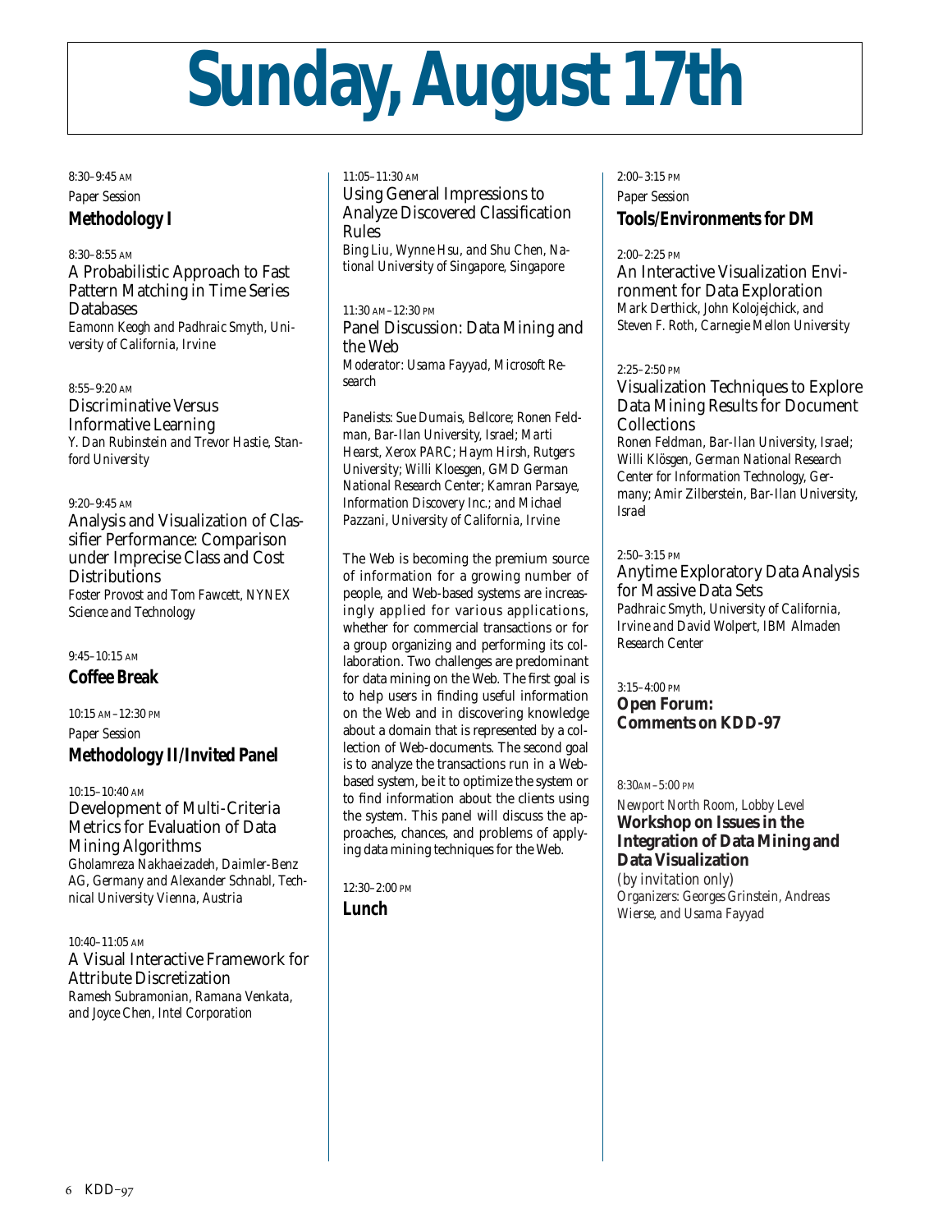# Sunday, August 17th

8:30–9:45 AM

*Paper Session*

## Methodology I

8:30–8:55 AM

A Probabilistic Approach to Fast Pattern Matching in Time Series Databases

*Eamonn Keogh and Padhraic Smyth, University of California, Irvine*

8:55–9:20 AM

Discriminative Versus Informative Learning

*Y. Dan Rubinstein and Trevor Hastie, Stanford University*

9:20–9:45 AM

Analysis and Visualization of Classifier Performance: Comparison under Imprecise Class and Cost Distributions

*Foster Provost and Tom Fawcett, NYNEX Science and Technology*

9:45–10:15 AM

## Coffee Break

10:15 AM–12:30 PM

*Paper Session*

## Methodology II/Invited Panel

10:15–10:40 AM

Development of Multi-Criteria Metrics for Evaluation of Data Mining Algorithms

*Gholamreza Nakhaeizadeh, Daimler-Benz AG, Germany and Alexander Schnabl, Technical University Vienna, Austria*

10:40–11:05 AM

A Visual Interactive Framework for Attribute Discretization

*Ramesh Subramonian, Ramana Venkata, and Joyce Chen, Intel Corporation*

11:05–11:30 AM

Using General Impressions to Analyze Discovered Classification Rules

*Bing Liu, Wynne Hsu, and Shu Chen, National University of Singapore, Singapore*

11:30 AM–12:30 PM

Panel Discussion: Data Mining and the Web

*Moderator: Usama Fayyad, Microsoft Research*

*Panelists: Sue Dumais, Bellcore; Ronen Feldman, Bar-Ilan University, Israel; Marti Hearst, Xerox PARC; Haym Hirsh, Rutgers University; Willi Kloesgen, GMD German National Research Center; Kamran Parsaye, Information Discovery Inc.; and Michael Pazzani, University of California, Irvine*

The Web is becoming the premium source of information for a growing number of people, and Web-based systems are increasingly applied for various applications, whether for commercial transactions or for a group organizing and performing its collaboration. Two challenges are predominant for data mining on the Web. The first goal is to help users in finding useful information on the Web and in discovering knowledge about a domain that is represented by a collection of Web-documents. The second goal is to analyze the transactions run in a Web-based system, be it to optimize the system or to find information about the clients using the system. This panel will discuss the approaches, chances, and problems of applying data mining techniques for the Web.

12:30–2:00 PM

## Lunch

2:00–3:15 PM

*Paper Session*

## Tools/Environments for DM

2:00–2:25 PM

An Interactive Visualization Environment for Data Exploration

*Mark Derthick, John Kolojejchick, and Steven F. Roth, Carnegie Mellon University*

2:25–2:50 PM

Visualization Techniques to Explore Data Mining Results for Document Collections

*Ronen Feldman, Bar-Ilan University, Israel; Willi Klösgen, German National Research Center for Information Technology, Germany; Amir Zilberstein, Bar-Ilan University, Israel*

2:50–3:15 PM

Anytime Exploratory Data Analysis for Massive Data Sets

*Padhraic Smyth, University of California, Irvine and David Wolpert, IBM Almaden Research Center*

3:15–4:00 PM

## Open Forum: Comments on KDD-97

8:30AM–5:00 PM

*Newport North Room, Lobby Level*

## Workshop on Issues in the Integration of Data Mining and Data Visualization

(by invitation only)

*Organizers: Georges Grinstein, Andreas Wierse, and Usama Fayyad*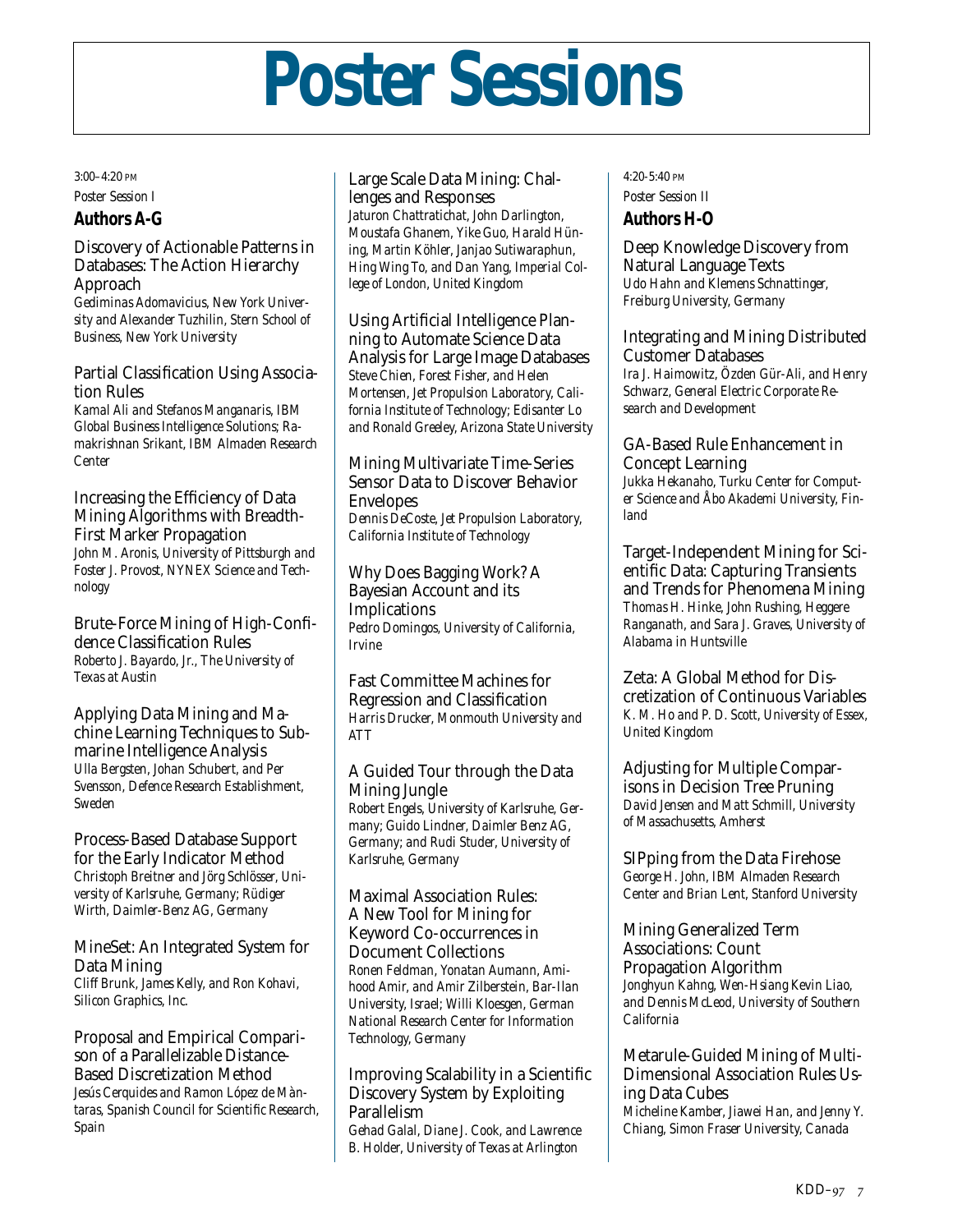# Poster Sessions

3:00–4:20 PM

Poster Session I

## Authors A-G

### Discovery of Actionable Patterns in Databases: The Action Hierarchy Approach

*Gediminas Adomavicius, New York University and Alexander Tuzhilin, Stern School of Business, New York University*

### Partial Classification Using Association Rules

*Kamal Ali and Stefanos Manganaris, IBM Global Business Intelligence Solutions; Ramakrishnan Srikant, IBM Almaden Research Center*

### Increasing the Efficiency of Data Mining Algorithms with Breadth-First Marker Propagation

*John M. Aronis, University of Pittsburgh and Foster J. Provost, NYNEX Science and Technology*

### Brute-Force Mining of High-Confidence Classification Rules

*Roberto J. Bayardo, Jr., The University of Texas at Austin*

### Applying Data Mining and Machine Learning Techniques to Submarine Intelligence Analysis

*Ulla Bergsten, Johan Schubert, and Per Svensson, Defence Research Establishment, Sweden*

### Process-Based Database Support for the Early Indicator Method

*Christoph Breitner and Jörg Schlösser, University of Karlsruhe, Germany; Rüdiger Wirth, Daimler-Benz AG, Germany*

### MineSet: An Integrated System for Data Mining

*Cliff Brunk, James Kelly, and Ron Kohavi, Silicon Graphics, Inc.*

### Proposal and Empirical Comparison of a Parallelizable Distance-Based Discretization Method

*Jesús Cerquides and Ramon López de Màntaras, Spanish Council for Scientific Research, Spain*

### Large Scale Data Mining: Challenges and Responses

*Jaturon Chattratichat, John Darlington, Moustafa Ghanem, Yike Guo, Harald Hüning, Martin Köhler, Janjao Sutiwaraphun, Hing Wing To, and Dan Yang, Imperial College of London, United Kingdom*

### Using Artificial Intelligence Planning to Automate Science Data Analysis for Large Image Databases

*Steve Chien, Forest Fisher, and Helen Mortensen, Jet Propulsion Laboratory, California Institute of Technology; Edisanter Lo and Ronald Greeley, Arizona State University*

### Mining Multivariate Time-Series Sensor Data to Discover Behavior Envelopes

*Dennis DeCoste, Jet Propulsion Laboratory, California Institute of Technology*

### Why Does Bagging Work? A Bayesian Account and its Implications

*Pedro Domingos, University of California, Irvine*

### Fast Committee Machines for Regression and Classification

*Harris Drucker, Monmouth University and ATT*

### A Guided Tour through the Data Mining Jungle

*Robert Engels, University of Karlsruhe, Germany; Guido Lindner, Daimler Benz AG, Germany; and Rudi Studer, University of Karlsruhe, Germany*

### Maximal Association Rules: A New Tool for Mining for Keyword Co-occurrences in Document Collections

*Ronen Feldman, Yonatan Aumann, Amihood Amir, and Amir Zilberstein, Bar-Ilan University, Israel; Willi Kloesgen, German National Research Center for Information Technology, Germany*

### Improving Scalability in a Scientific Discovery System by Exploiting Parallelism

*Gehad Galal, Diane J. Cook, and Lawrence B. Holder, University of Texas at Arlington*

4:20-5:40 PM

Poster Session II

## Authors H-O

### Deep Knowledge Discovery from Natural Language Texts

*Udo Hahn and Klemens Schnattinger, Freiburg University, Germany*

### Integrating and Mining Distributed Customer Databases

*Ira J. Haimowitz, Özden Gür-Ali, and Henry Schwarz, General Electric Corporate Research and Development*

### GA-Based Rule Enhancement in Concept Learning

*Jukka Hekanaho, Turku Center for Computer Science and Åbo Akademi University, Finland*

### Target-Independent Mining for Scientific Data: Capturing Transients and Trends for Phenomena Mining

*Thomas H. Hinke, John Rushing, Heggere Ranganath, and Sara J. Graves, University of Alabama in Huntsville*

### Zeta: A Global Method for Discretization of Continuous Variables

*K. M. Ho and P. D. Scott, University of Essex, United Kingdom*

### Adjusting for Multiple Comparisons in Decision Tree Pruning

*David Jensen and Matt Schmill, University of Massachusetts, Amherst*

### SIPping from the Data Firehose

*George H. John, IBM Almaden Research Center and Brian Lent, Stanford University*

### Mining Generalized Term Associations: Count Propagation Algorithm

*Jonghyun Kahng, Wen-Hsiang Kevin Liao, and Dennis McLeod, University of Southern California*

### Metarule-Guided Mining of Multi-Dimensional Association Rules Using Data Cubes

*Micheline Kamber, Jiawei Han, and Jenny Y. Chiang, Simon Fraser University, Canada*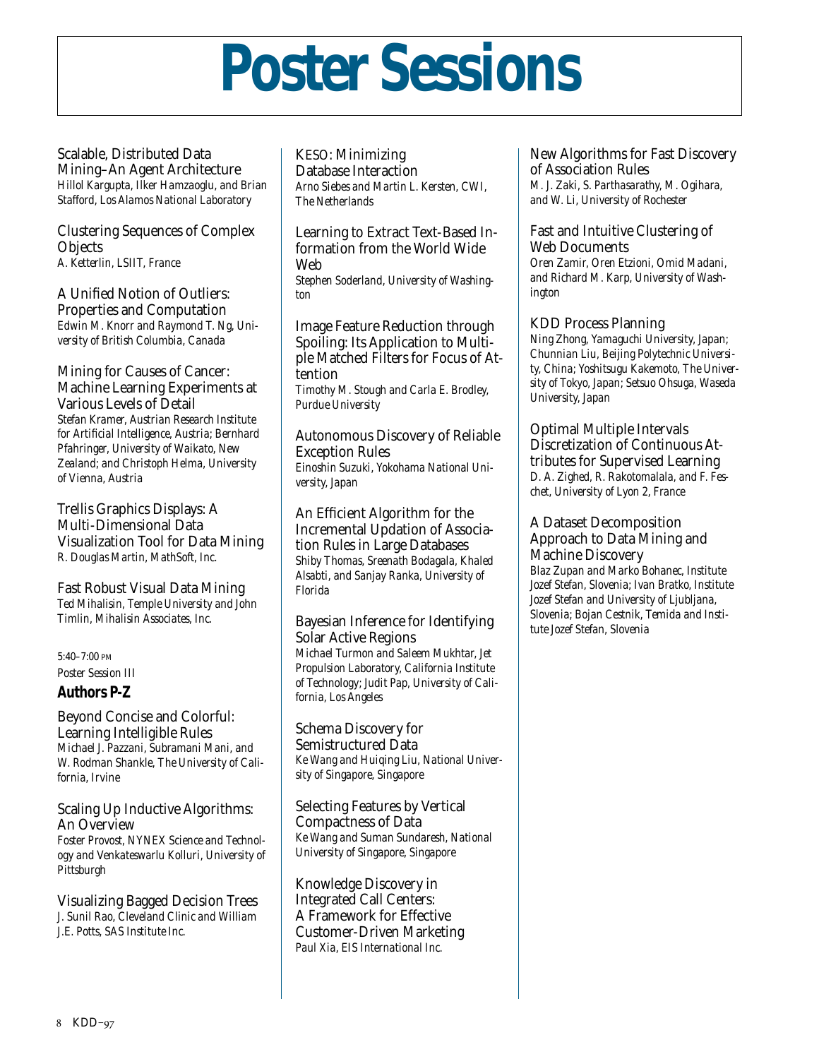# Poster Sessions

Scalable, Distributed Data Mining–An Agent Architecture
*Hillol Kargupta, Ilker Hamzaoglu, and Brian Stafford, Los Alamos National Laboratory*

Clustering Sequences of Complex Objects
*A. Ketterlin, LSIIT, France*

A Unified Notion of Outliers: Properties and Computation
*Edwin M. Knorr and Raymond T. Ng, University of British Columbia, Canada*

Mining for Causes of Cancer: Machine Learning Experiments at Various Levels of Detail
*Stefan Kramer, Austrian Research Institute for Artificial Intelligence, Austria; Bernhard Pfahringer, University of Waikato, New Zealand; and Christoph Helma, University of Vienna, Austria*

Trellis Graphics Displays: A Multi-Dimensional Data Visualization Tool for Data Mining
*R. Douglas Martin, MathSoft, Inc.*

Fast Robust Visual Data Mining
*Ted Mihalisin, Temple University and John Timlin, Mihalisin Associates, Inc.*

5:40–7:00 PM
Poster Session III

### Authors P-Z

Beyond Concise and Colorful: Learning Intelligible Rules
*Michael J. Pazzani, Subramani Mani, and W. Rodman Shankle, The University of California, Irvine*

Scaling Up Inductive Algorithms: An Overview
*Foster Provost, NYNEX Science and Technology and Venkateswarlu Kolluri, University of Pittsburgh*

Visualizing Bagged Decision Trees
*J. Sunil Rao, Cleveland Clinic and William J.E. Potts, SAS Institute Inc.*

KESO: Minimizing Database Interaction
*Arno Siebes and Martin L. Kersten, CWI, The Netherlands*

Learning to Extract Text-Based Information from the World Wide Web
*Stephen Soderland, University of Washington*

Image Feature Reduction through Spoiling: Its Application to Multiple Matched Filters for Focus of Attention
*Timothy M. Stough and Carla E. Brodley, Purdue University*

Autonomous Discovery of Reliable Exception Rules
*Einoshin Suzuki, Yokohama National University, Japan*

An Efficient Algorithm for the Incremental Updation of Association Rules in Large Databases
*Shiby Thomas, Sreenath Bodagala, Khaled Alsabti, and Sanjay Ranka, University of Florida*

Bayesian Inference for Identifying Solar Active Regions
*Michael Turmon and Saleem Mukhtar, Jet Propulsion Laboratory, California Institute of Technology; Judit Pap, University of California, Los Angeles*

Schema Discovery for Semistructured Data
*Ke Wang and Huiqing Liu, National University of Singapore, Singapore*

Selecting Features by Vertical Compactness of Data
*Ke Wang and Suman Sundaresh, National University of Singapore, Singapore*

Knowledge Discovery in Integrated Call Centers: A Framework for Effective Customer-Driven Marketing
*Paul Xia, EIS International Inc.*

New Algorithms for Fast Discovery of Association Rules
*M. J. Zaki, S. Parthasarathy, M. Ogihara, and W. Li, University of Rochester*

Fast and Intuitive Clustering of Web Documents
*Oren Zamir, Oren Etzioni, Omid Madani, and Richard M. Karp, University of Washington*

KDD Process Planning
*Ning Zhong, Yamaguchi University, Japan; Chunnian Liu, Beijing Polytechnic University, China; Yoshitsugu Kakemoto, The University of Tokyo, Japan; Setsuo Ohsuga, Waseda University, Japan*

Optimal Multiple Intervals Discretization of Continuous Attributes for Supervised Learning
*D. A. Zighed, R. Rakotomalala, and F. Feschet, University of Lyon 2, France*

A Dataset Decomposition Approach to Data Mining and Machine Discovery
*Blaz Zupan and Marko Bohanec, Institute Jozef Stefan, Slovenia; Ivan Bratko, Institute Jozef Stefan and University of Ljubljana, Slovenia; Bojan Cestnik, Temida and Institute Jozef Stefan, Slovenia*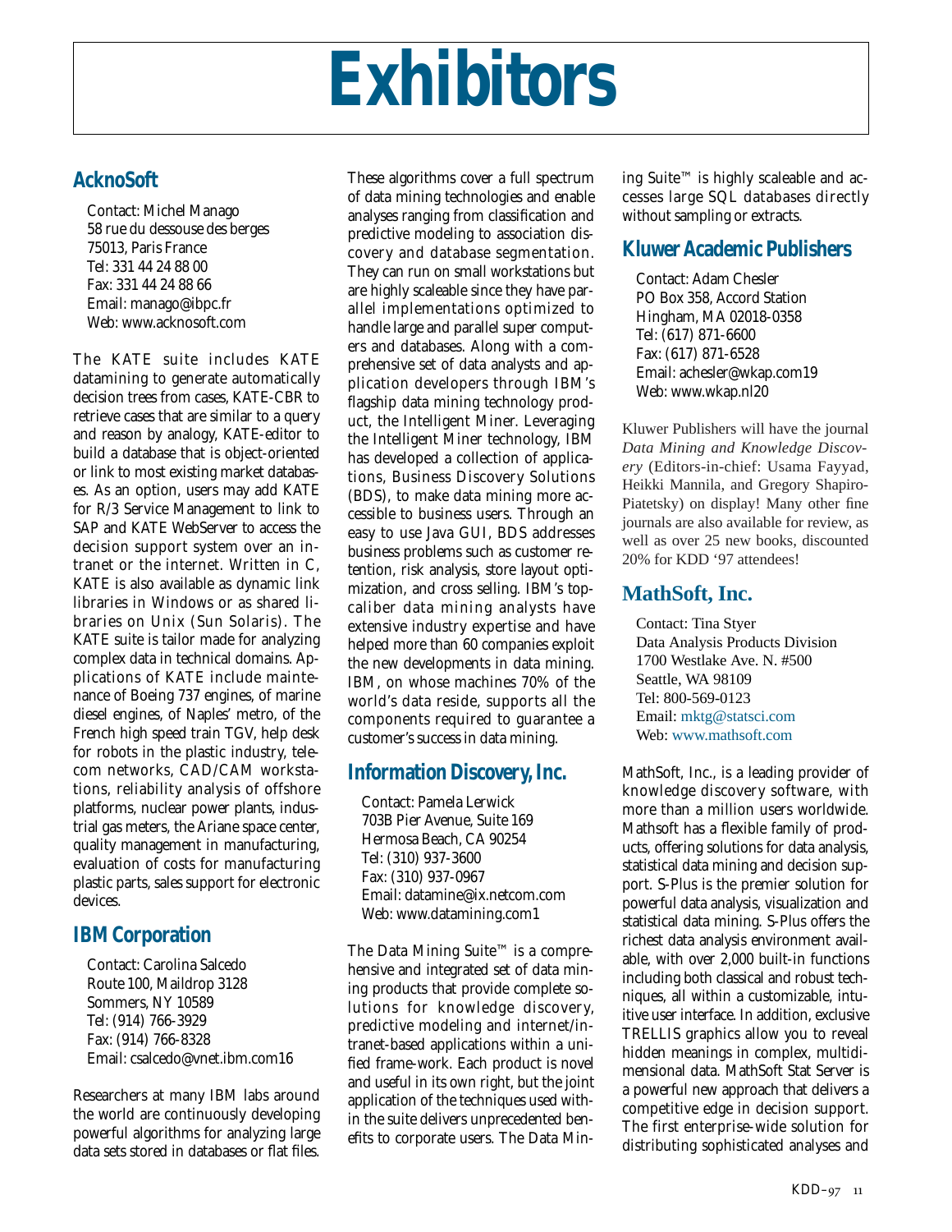# Exhibitors

## AcknoSoft

Contact: Michel Manago
58 rue du dessouse des berges
75013, Paris France
Tel: 331 44 24 88 00
Fax: 331 44 24 88 66
Email: manago@ibpc.fr
Web: www.acknosoft.com

The KATE suite includes KATE datamining to generate automatically decision trees from cases, KATE-CBR to retrieve cases that are similar to a query and reason by analogy, KATE-editor to build a database that is object-oriented or link to most existing market databases. As an option, users may add KATE for R/3 Service Management to link to SAP and KATE WebServer to access the decision support system over an intranet or the internet. Written in C, KATE is also available as dynamic link libraries in Windows or as shared libraries on Unix (Sun Solaris). The KATE suite is tailor made for analyzing complex data in technical domains. Applications of KATE include maintenance of Boeing 737 engines, of marine diesel engines, of Naples' metro, of the French high speed train TGV, help desk for robots in the plastic industry, telecom networks, CAD/CAM workstations, reliability analysis of offshore platforms, nuclear power plants, industrial gas meters, the Ariane space center, quality management in manufacturing, evaluation of costs for manufacturing plastic parts, sales support for electronic devices.

## IBM Corporation

Contact: Carolina Salcedo
Route 100, Maildrop 3128
Sommers, NY 10589
Tel: (914) 766-3929
Fax: (914) 766-8328
Email: csalcedo@vnet.ibm.com16

Researchers at many IBM labs around the world are continuously developing powerful algorithms for analyzing large data sets stored in databases or flat files. These algorithms cover a full spectrum of data mining technologies and enable analyses ranging from classification and predictive modeling to association discovery and database segmentation. They can run on small workstations but are highly scaleable since they have parallel implementations optimized to handle large and parallel super computers and databases. Along with a comprehensive set of data analysts and application developers through IBM's flagship data mining technology product, the Intelligent Miner. Leveraging the Intelligent Miner technology, IBM has developed a collection of applications, Business Discovery Solutions (BDS), to make data mining more accessible to business users. Through an easy to use Java GUI, BDS addresses business problems such as customer retention, risk analysis, store layout optimization, and cross selling. IBM's top-caliber data mining analysts have extensive industry expertise and have helped more than 60 companies exploit the new developments in data mining. IBM, on whose machines 70% of the world's data reside, supports all the components required to guarantee a customer's success in data mining.

## Information Discovery, Inc.

Contact: Pamela Lerwick
703B Pier Avenue, Suite 169
Hermosa Beach, CA 90254
Tel: (310) 937-3600
Fax: (310) 937-0967
Email: datamine@ix.netcom.com
Web: www.datamining.com1

The Data Mining Suite™ is a comprehensive and integrated set of data mining products that provide complete solutions for knowledge discovery, predictive modeling and internet/intranet-based applications within a unified frame-work. Each product is novel and useful in its own right, but the joint application of the techniques used within the suite delivers unprecedented benefits to corporate users. The Data Mining Suite™ is highly scaleable and accesses large SQL databases directly without sampling or extracts.

## Kluwer Academic Publishers

Contact: Adam Chesler
PO Box 358, Accord Station
Hingham, MA 02018-0358
Tel: (617) 871-6600
Fax: (617) 871-6528
Email: achesler@wkap.com19
Web: www.wkap.nl20

Kluwer Publishers will have the journal *Data Mining and Knowledge Discovery* (Editors-in-chief: Usama Fayyad, Heikki Mannila, and Gregory Shapiro-Piatetsky) on display! Many other fine journals are also available for review, as well as over 25 new books, discounted 20% for KDD '97 attendees!

## MathSoft, Inc.

Contact: Tina Styer
Data Analysis Products Division
1700 Westlake Ave. N. #500
Seattle, WA 98109
Tel: 800-569-0123
Email: mktg@statsci.com
Web: www.mathsoft.com

MathSoft, Inc., is a leading provider of knowledge discovery software, with more than a million users worldwide. Mathsoft has a flexible family of products, offering solutions for data analysis, statistical data mining and decision support. S-Plus is the premier solution for powerful data analysis, visualization and statistical data mining. S-Plus offers the richest data analysis environment available, with over 2,000 built-in functions including both classical and robust techniques, all within a customizable, intuitive user interface. In addition, exclusive TRELLIS graphics allow you to reveal hidden meanings in complex, multidimensional data. MathSoft Stat Server is a powerful new approach that delivers a competitive edge in decision support. The first enterprise-wide solution for distributing sophisticated analyses and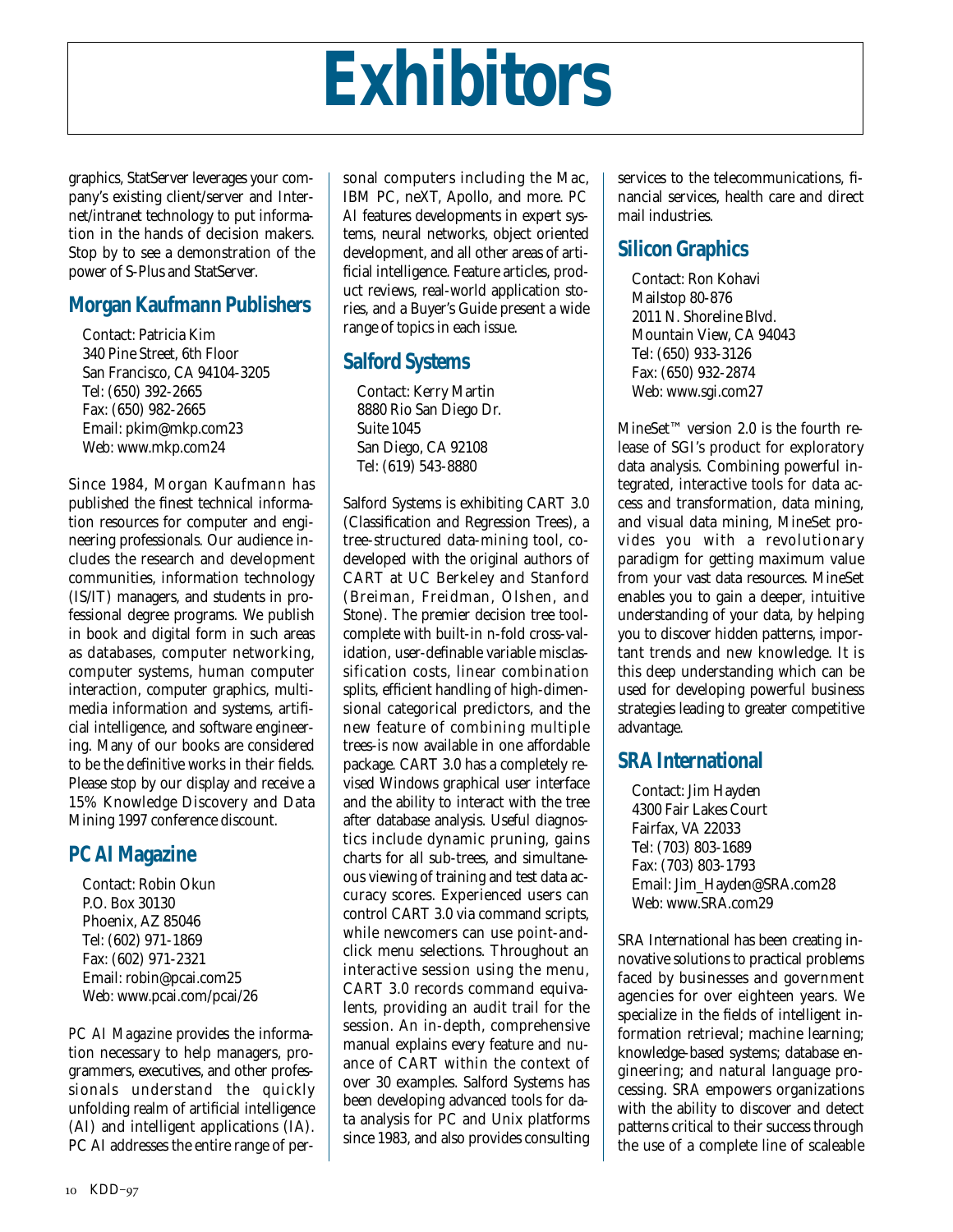# Exhibitors

graphics, StatServer leverages your company's existing client/server and Internet/intranet technology to put information in the hands of decision makers. Stop by to see a demonstration of the power of S-Plus and StatServer.

## Morgan Kaufmann Publishers

Contact: Patricia Kim
340 Pine Street, 6th Floor
San Francisco, CA 94104-3205
Tel: (650) 392-2665
Fax: (650) 982-2665
Email: pkim@mkp.com23
Web: www.mkp.com24

Since 1984, Morgan Kaufmann has published the finest technical information resources for computer and engineering professionals. Our audience includes the research and development communities, information technology (IS/IT) managers, and students in professional degree programs. We publish in book and digital form in such areas as databases, computer networking, computer systems, human computer interaction, computer graphics, multimedia information and systems, artificial intelligence, and software engineering. Many of our books are considered to be the definitive works in their fields. Please stop by our display and receive a 15% Knowledge Discovery and Data Mining 1997 conference discount.

## PC AI Magazine

Contact: Robin Okun
P.O. Box 30130
Phoenix, AZ 85046
Tel: (602) 971-1869
Fax: (602) 971-2321
Email: robin@pcai.com25
Web: www.pcai.com/pcai/26

*PC AI Magazine* provides the information necessary to help managers, programmers, executives, and other professionals understand the quickly unfolding realm of artificial intelligence (AI) and intelligent applications (IA). PC AI addresses the entire range of personal computers including the Mac, IBM PC, neXT, Apollo, and more. *PC AI* features developments in expert systems, neural networks, object oriented development, and all other areas of artificial intelligence. Feature articles, product reviews, real-world application stories, and a Buyer's Guide present a wide range of topics in each issue.

## Salford Systems

Contact: Kerry Martin
8880 Rio San Diego Dr.
Suite 1045
San Diego, CA 92108
Tel: (619) 543-8880

Salford Systems is exhibiting CART 3.0 (Classification and Regression Trees), a tree-structured data-mining tool, co-developed with the original authors of CART at UC Berkeley and Stanford (Breiman, Freidman, Olshen, and Stone). The premier decision tree tool-complete with built-in n-fold cross-validation, user-definable variable misclassification costs, linear combination splits, efficient handling of high-dimensional categorical predictors, and the new feature of combining multiple trees-is now available in one affordable package. CART 3.0 has a completely revised Windows graphical user interface and the ability to interact with the tree after database analysis. Useful diagnostics include dynamic pruning, gains charts for all sub-trees, and simultaneous viewing of training and test data accuracy scores. Experienced users can control CART 3.0 via command scripts, while newcomers can use point-and-click menu selections. Throughout an interactive session using the menu, CART 3.0 records command equivalents, providing an audit trail for the session. An in-depth, comprehensive manual explains every feature and nuance of CART within the context of over 30 examples. Salford Systems has been developing advanced tools for data analysis for PC and Unix platforms since 1983, and also provides consulting services to the telecommunications, financial services, health care and direct mail industries.

## Silicon Graphics

Contact: Ron Kohavi
Mailstop 80-876
2011 N. Shoreline Blvd.
Mountain View, CA 94043
Tel: (650) 933-3126
Fax: (650) 932-2874
Web: www.sgi.com27

MineSet™ version 2.0 is the fourth release of SGI's product for exploratory data analysis. Combining powerful integrated, interactive tools for data access and transformation, data mining, and visual data mining, MineSet provides you with a revolutionary paradigm for getting maximum value from your vast data resources. MineSet enables you to gain a deeper, intuitive understanding of your data, by helping you to discover hidden patterns, important trends and new knowledge. It is this deep understanding which can be used for developing powerful business strategies leading to greater competitive advantage.

## SRA International

Contact: Jim Hayden
4300 Fair Lakes Court
Fairfax, VA 22033
Tel: (703) 803-1689
Fax: (703) 803-1793
Email: Jim_Hayden@SRA.com28
Web: www.SRA.com29

SRA International has been creating innovative solutions to practical problems faced by businesses and government agencies for over eighteen years. We specialize in the fields of intelligent information retrieval; machine learning; knowledge-based systems; database engineering; and natural language processing. SRA empowers organizations with the ability to discover and detect patterns critical to their success through the use of a complete line of scaleable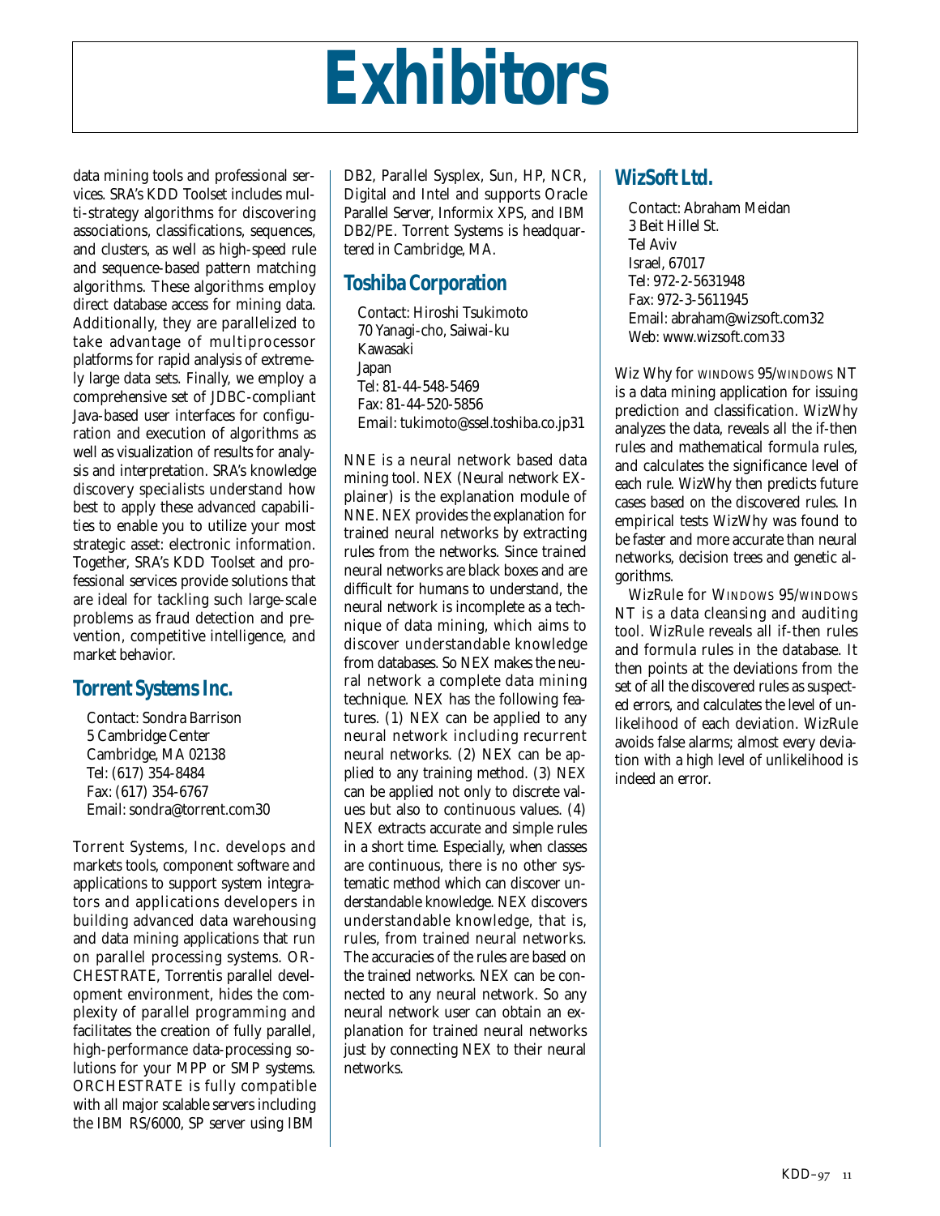# Exhibitors

data mining tools and professional services. SRA's KDD Toolset includes multi-strategy algorithms for discovering associations, classifications, sequences, and clusters, as well as high-speed rule and sequence-based pattern matching algorithms. These algorithms employ direct database access for mining data. Additionally, they are parallelized to take advantage of multiprocessor platforms for rapid analysis of extremely large data sets. Finally, we employ a comprehensive set of JDBC-compliant Java-based user interfaces for configuration and execution of algorithms as well as visualization of results for analysis and interpretation. SRA's knowledge discovery specialists understand how best to apply these advanced capabilities to enable you to utilize your most strategic asset: electronic information. Together, SRA's KDD Toolset and professional services provide solutions that are ideal for tackling such large-scale problems as fraud detection and prevention, competitive intelligence, and market behavior.

## Torrent Systems Inc.

Contact: Sondra Barrison
5 Cambridge Center
Cambridge, MA 02138
Tel: (617) 354-8484
Fax: (617) 354-6767
Email: sondra@torrent.com30

Torrent Systems, Inc. develops and markets tools, component software and applications to support system integrators and applications developers in building advanced data warehousing and data mining applications that run on parallel processing systems. ORCHESTRATE, Torrentis parallel development environment, hides the complexity of parallel programming and facilitates the creation of fully parallel, high-performance data-processing solutions for your MPP or SMP systems. ORCHESTRATE is fully compatible with all major scalable servers including the IBM RS/6000, SP server using IBM DB2, Parallel Sysplex, Sun, HP, NCR, Digital and Intel and supports Oracle Parallel Server, Informix XPS, and IBM DB2/PE. Torrent Systems is headquartered in Cambridge, MA.

## Toshiba Corporation

Contact: Hiroshi Tsukimoto
70 Yanagi-cho, Saiwai-ku
Kawasaki
Japan
Tel: 81-44-548-5469
Fax: 81-44-520-5856
Email: tukimoto@ssel.toshiba.co.jp31

NNE is a neural network based data mining tool. NEX (Neural network EXplainer) is the explanation module of NNE. NEX provides the explanation for trained neural networks by extracting rules from the networks. Since trained neural networks are black boxes and are difficult for humans to understand, the neural network is incomplete as a technique of data mining, which aims to discover understandable knowledge from databases. So NEX makes the neural network a complete data mining technique. NEX has the following features. (1) NEX can be applied to any neural network including recurrent neural networks. (2) NEX can be applied to any training method. (3) NEX can be applied not only to discrete values but also to continuous values. (4) NEX extracts accurate and simple rules in a short time. Especially, when classes are continuous, there is no other systematic method which can discover understandable knowledge. NEX discovers understandable knowledge, that is, rules, from trained neural networks. The accuracies of the rules are based on the trained networks. NEX can be connected to any neural network. So any neural network user can obtain an explanation for trained neural networks just by connecting NEX to their neural networks.

## WizSoft Ltd.

Contact: Abraham Meidan
3 Beit Hillel St.
Tel Aviv
Israel, 67017
Tel: 972-2-5631948
Fax: 972-3-5611945
Email: abraham@wizsoft.com32
Web: www.wizsoft.com33

Wiz Why for WINDOWS 95/WINDOWS NT is a data mining application for issuing prediction and classification. WizWhy analyzes the data, reveals all the if-then rules and mathematical formula rules, and calculates the significance level of each rule. WizWhy then predicts future cases based on the discovered rules. In empirical tests WizWhy was found to be faster and more accurate than neural networks, decision trees and genetic algorithms.

WizRule for WINDOWS 95/WINDOWS NT is a data cleansing and auditing tool. WizRule reveals all if-then rules and formula rules in the database. It then points at the deviations from the set of all the discovered rules as suspected errors, and calculates the level of unlikelihood of each deviation. WizRule avoids false alarms; almost every deviation with a high level of unlikelihood is indeed an error.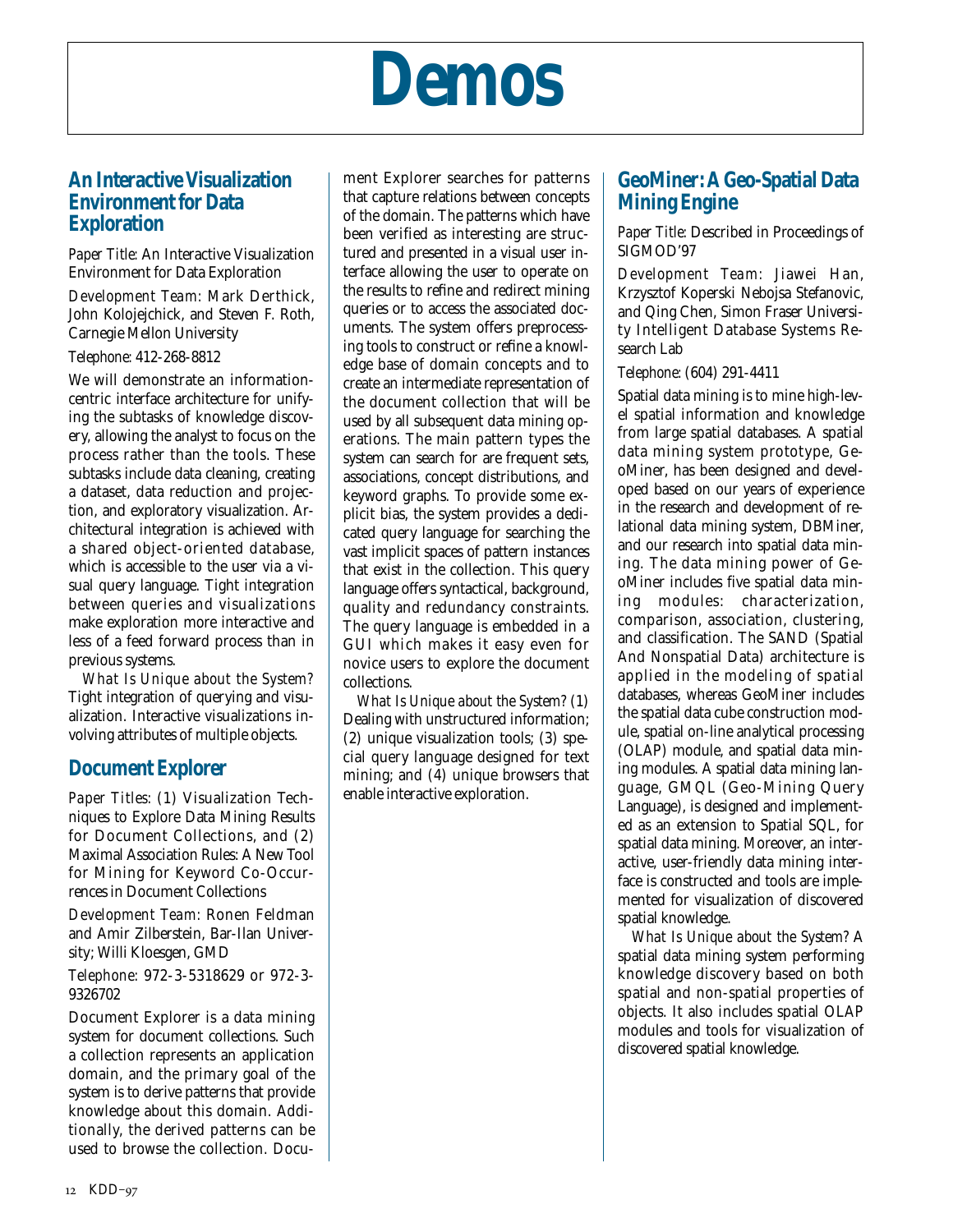# Demos

## An Interactive Visualization Environment for Data Exploration

*Paper Title:* An Interactive Visualization Environment for Data Exploration

*Development Team:* Mark Derthick, John Kolojejchick, and Steven F. Roth, Carnegie Mellon University

*Telephone:* 412-268-8812

We will demonstrate an information-centric interface architecture for unifying the subtasks of knowledge discovery, allowing the analyst to focus on the process rather than the tools. These subtasks include data cleaning, creating a dataset, data reduction and projection, and exploratory visualization. Architectural integration is achieved with a shared object-oriented database, which is accessible to the user via a visual query language. Tight integration between queries and visualizations make exploration more interactive and less of a feed forward process than in previous systems.

*What Is Unique about the System?* Tight integration of querying and visualization. Interactive visualizations involving attributes of multiple objects.

## Document Explorer

*Paper Titles:* (1) Visualization Techniques to Explore Data Mining Results for Document Collections, and (2) Maximal Association Rules: A New Tool for Mining for Keyword Co-Occurrences in Document Collections

*Development Team:* Ronen Feldman and Amir Zilberstein, Bar-Ilan University; Willi Kloesgen, GMD

*Telephone:* 972-3-5318629 or 972-3-9326702

Document Explorer is a data mining system for document collections. Such a collection represents an application domain, and the primary goal of the system is to derive patterns that provide knowledge about this domain. Additionally, the derived patterns can be used to browse the collection. Document Explorer searches for patterns that capture relations between concepts of the domain. The patterns which have been verified as interesting are structured and presented in a visual user interface allowing the user to operate on the results to refine and redirect mining queries or to access the associated documents. The system offers preprocessing tools to construct or refine a knowledge base of domain concepts and to create an intermediate representation of the document collection that will be used by all subsequent data mining operations. The main pattern types the system can search for are frequent sets, associations, concept distributions, and keyword graphs. To provide some explicit bias, the system provides a dedicated query language for searching the vast implicit spaces of pattern instances that exist in the collection. This query language offers syntactical, background, quality and redundancy constraints. The query language is embedded in a GUI which makes it easy even for novice users to explore the document collections.

*What Is Unique about the System?* (1) Dealing with unstructured information; (2) unique visualization tools; (3) special query language designed for text mining; and (4) unique browsers that enable interactive exploration.

## GeoMiner: A Geo-Spatial Data Mining Engine

*Paper Title:* Described in Proceedings of SIGMOD'97

*Development Team:* Jiawei Han, Krzysztof Koperski Nebojsa Stefanovic, and Qing Chen, Simon Fraser University Intelligent Database Systems Research Lab

*Telephone:* (604) 291-4411

Spatial data mining is to mine high-level spatial information and knowledge from large spatial databases. A spatial data mining system prototype, GeoMiner, has been designed and developed based on our years of experience in the research and development of relational data mining system, DBMiner, and our research into spatial data mining. The data mining power of GeoMiner includes five spatial data mining modules: characterization, comparison, association, clustering, and classification. The SAND (Spatial And Nonspatial Data) architecture is applied in the modeling of spatial databases, whereas GeoMiner includes the spatial data cube construction module, spatial on-line analytical processing (OLAP) module, and spatial data mining modules. A spatial data mining language, GMQL (Geo-Mining Query Language), is designed and implemented as an extension to Spatial SQL, for spatial data mining. Moreover, an interactive, user-friendly data mining interface is constructed and tools are implemented for visualization of discovered spatial knowledge.

*What Is Unique about the System?* A spatial data mining system performing knowledge discovery based on both spatial and non-spatial properties of objects. It also includes spatial OLAP modules and tools for visualization of discovered spatial knowledge.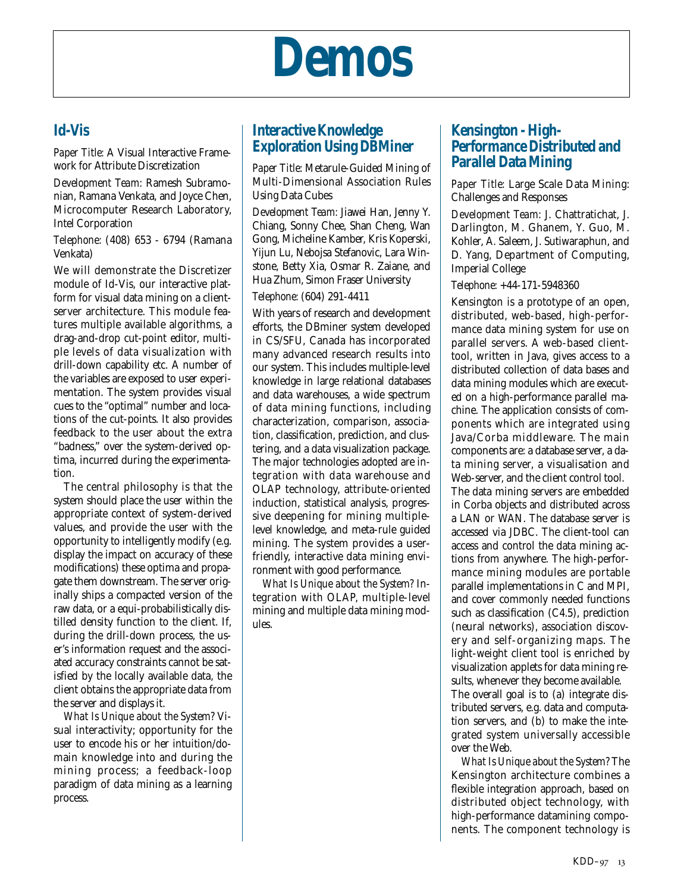# Demos

## Id-Vis

*Paper Title:* A Visual Interactive Framework for Attribute Discretization

*Development Team:* Ramesh Subramonian, Ramana Venkata, and Joyce Chen, Microcomputer Research Laboratory, Intel Corporation

*Telephone:* (408) 653 - 6794 (Ramana Venkata)

We will demonstrate the Discretizer module of Id-Vis, our interactive platform for visual data mining on a client-server architecture. This module features multiple available algorithms, a drag-and-drop cut-point editor, multiple levels of data visualization with drill-down capability etc. A number of the variables are exposed to user experimentation. The system provides visual cues to the "optimal" number and locations of the cut-points. It also provides feedback to the user about the extra "badness," over the system-derived optima, incurred during the experimentation.

The central philosophy is that the system should place the user within the appropriate context of system-derived values, and provide the user with the opportunity to intelligently modify (e.g. display the impact on accuracy of these modifications) these optima and propagate them downstream. The server originally ships a compacted version of the raw data, or a equi-probabilistically distilled density function to the client. If, during the drill-down process, the user's information request and the associated accuracy constraints cannot be satisfied by the locally available data, the client obtains the appropriate data from the server and displays it.

*What Is Unique about the System?* Visual interactivity; opportunity for the user to encode his or her intuition/domain knowledge into and during the mining process; a feedback-loop paradigm of data mining as a learning process.

## Interactive Knowledge Exploration Using DBMiner

*Paper Title:* Metarule-Guided Mining of Multi-Dimensional Association Rules Using Data Cubes

*Development Team:* Jiawei Han, Jenny Y. Chiang, Sonny Chee, Shan Cheng, Wan Gong, Micheline Kamber, Kris Koperski, Yijun Lu, Nebojsa Stefanovic, Lara Winstone, Betty Xia, Osmar R. Zaiane, and Hua Zhum, Simon Fraser University

*Telephone:* (604) 291-4411

With years of research and development efforts, the DBminer system developed in CS/SFU, Canada has incorporated many advanced research results into our system. This includes multiple-level knowledge in large relational databases and data warehouses, a wide spectrum of data mining functions, including characterization, comparison, association, classification, prediction, and clustering, and a data visualization package. The major technologies adopted are integration with data warehouse and OLAP technology, attribute-oriented induction, statistical analysis, progressive deepening for mining multiple-level knowledge, and meta-rule guided mining. The system provides a user-friendly, interactive data mining environment with good performance.

*What Is Unique about the System?* Integration with OLAP, multiple-level mining and multiple data mining modules.

## Kensington - High-Performance Distributed and Parallel Data Mining

*Paper Title:* Large Scale Data Mining: Challenges and Responses

*Development Team:* J. Chattratichat, J. Darlington, M. Ghanem, Y. Guo, M. Kohler, A. Saleem, J. Sutiwaraphun, and D. Yang, Department of Computing, Imperial College

*Telephone:* +44-171-5948360

Kensington is a prototype of an open, distributed, web-based, high-performance data mining system for use on parallel servers. A web-based client-tool, written in Java, gives access to a distributed collection of data bases and data mining modules which are executed on a high-performance parallel machine. The application consists of components which are integrated using Java/Corba middleware. The main components are: a database server, a data mining server, a visualisation and Web-server, and the client control tool. The data mining servers are embedded in Corba objects and distributed across a LAN or WAN. The database server is accessed via JDBC. The client-tool can access and control the data mining actions from anywhere. The high-performance mining modules are portable parallel implementations in C and MPI, and cover commonly needed functions such as classification (C4.5), prediction (neural networks), association discovery and self-organizing maps. The light-weight client tool is enriched by visualization applets for data mining results, whenever they become available. The overall goal is to (a) integrate distributed servers, e.g. data and computation servers, and (b) to make the integrated system universally accessible over the Web.

*What Is Unique about the System?* The Kensington architecture combines a flexible integration approach, based on distributed object technology, with high-performance datamining components. The component technology is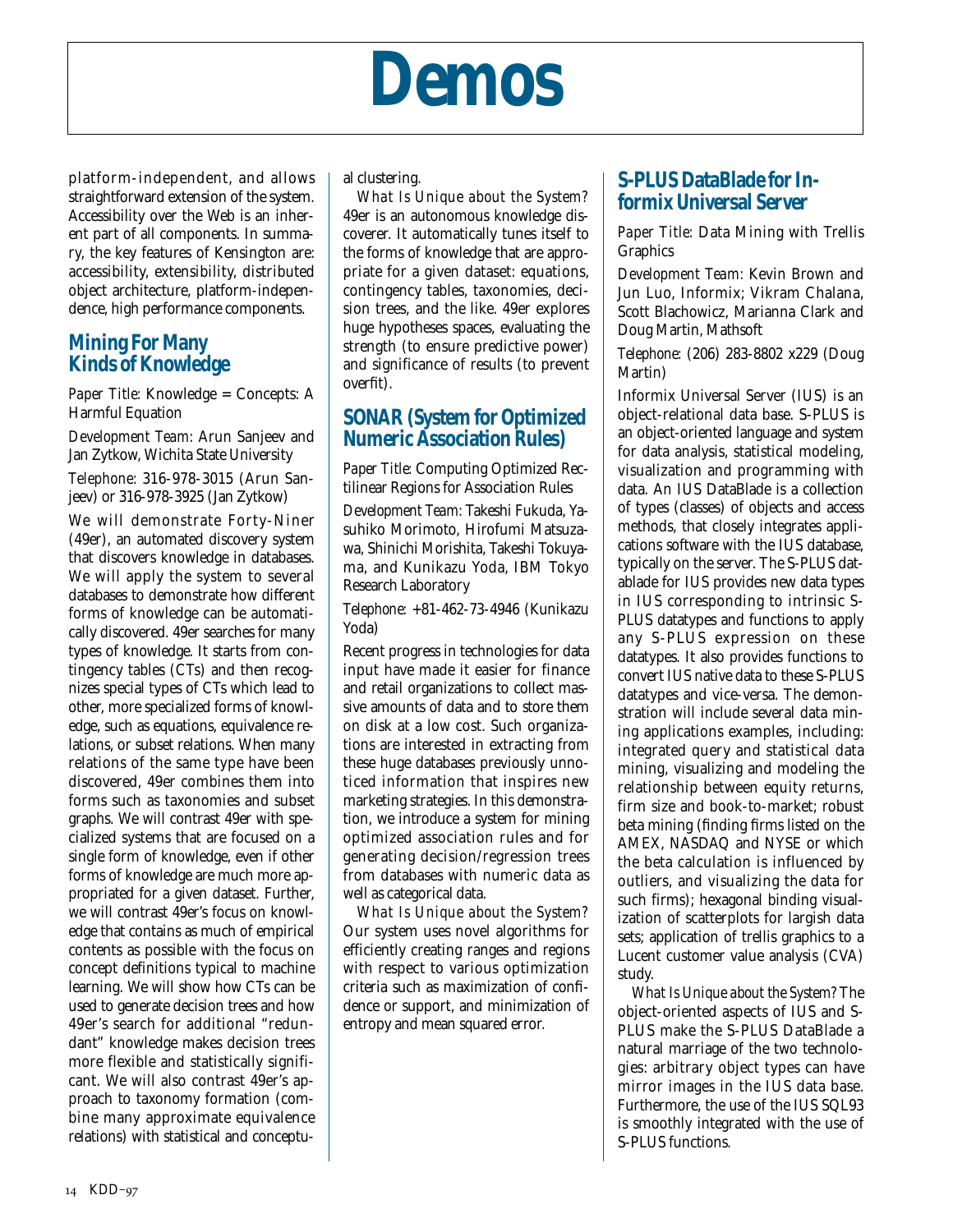# Demos

platform-independent, and allows straightforward extension of the system. Accessibility over the Web is an inherent part of all components. In summary, the key features of Kensington are: accessibility, extensibility, distributed object architecture, platform-independence, high performance components.

## Mining For Many Kinds of Knowledge

*Paper Title:* Knowledge = Concepts: A Harmful Equation

*Development Team:* Arun Sanjeev and Jan Zytkow, Wichita State University

*Telephone:* 316-978-3015 (Arun Sanjeev) or 316-978-3925 (Jan Zytkow)

We will demonstrate Forty-Niner (49er), an automated discovery system that discovers knowledge in databases. We will apply the system to several databases to demonstrate how different forms of knowledge can be automatically discovered. 49er searches for many types of knowledge. It starts from contingency tables (CTs) and then recognizes special types of CTs which lead to other, more specialized forms of knowledge, such as equations, equivalence relations, or subset relations. When many relations of the same type have been discovered, 49er combines them into forms such as taxonomies and subset graphs. We will contrast 49er with specialized systems that are focused on a single form of knowledge, even if other forms of knowledge are much more appropriated for a given dataset. Further, we will contrast 49er's focus on knowledge that contains as much of empirical contents as possible with the focus on concept definitions typical to machine learning. We will show how CTs can be used to generate decision trees and how 49er's search for additional "redundant" knowledge makes decision trees more flexible and statistically significant. We will also contrast 49er's approach to taxonomy formation (combine many approximate equivalence relations) with statistical and conceptual clustering.

*What Is Unique about the System?* 49er is an autonomous knowledge discoverer. It automatically tunes itself to the forms of knowledge that are appropriate for a given dataset: equations, contingency tables, taxonomies, decision trees, and the like. 49er explores huge hypotheses spaces, evaluating the strength (to ensure predictive power) and significance of results (to prevent overfit).

## SONAR (System for Optimized Numeric Association Rules)

*Paper Title:* Computing Optimized Rectilinear Regions for Association Rules

*Development Team:* Takeshi Fukuda, Yasuhiko Morimoto, Hirofumi Matsuzawa, Shinichi Morishita, Takeshi Tokuyama, and Kunikazu Yoda, IBM Tokyo Research Laboratory

*Telephone:* +81-462-73-4946 (Kunikazu Yoda)

Recent progress in technologies for data input have made it easier for finance and retail organizations to collect massive amounts of data and to store them on disk at a low cost. Such organizations are interested in extracting from these huge databases previously unnoticed information that inspires new marketing strategies. In this demonstration, we introduce a system for mining optimized association rules and for generating decision/regression trees from databases with numeric data as well as categorical data.

*What Is Unique about the System?* Our system uses novel algorithms for efficiently creating ranges and regions with respect to various optimization criteria such as maximization of confidence or support, and minimization of entropy and mean squared error.

## S-PLUS DataBlade for Informix Universal Server

*Paper Title:* Data Mining with Trellis Graphics

*Development Team:* Kevin Brown and Jun Luo, Informix; Vikram Chalana, Scott Blachowicz, Marianna Clark and Doug Martin, Mathsoft

*Telephone:* (206) 283-8802 x229 (Doug Martin)

Informix Universal Server (IUS) is an object-relational data base. S-PLUS is an object-oriented language and system for data analysis, statistical modeling, visualization and programming with data. An IUS DataBlade is a collection of types (classes) of objects and access methods, that closely integrates applications software with the IUS database, typically on the server. The S-PLUS datablade for IUS provides new data types in IUS corresponding to intrinsic S-PLUS datatypes and functions to apply any S-PLUS expression on these datatypes. It also provides functions to convert IUS native data to these S-PLUS datatypes and vice-versa. The demonstration will include several data mining applications examples, including: integrated query and statistical data mining, visualizing and modeling the relationship between equity returns, firm size and book-to-market; robust beta mining (finding firms listed on the AMEX, NASDAQ and NYSE or which the beta calculation is influenced by outliers, and visualizing the data for such firms); hexagonal binding visualization of scatterplots for largish data sets; application of trellis graphics to a Lucent customer value analysis (CVA) study.

*What Is Unique about the System?* The object-oriented aspects of IUS and S-PLUS make the S-PLUS DataBlade a natural marriage of the two technologies: arbitrary object types can have mirror images in the IUS data base. Furthermore, the use of the IUS SQL93 is smoothly integrated with the use of S-PLUS functions.